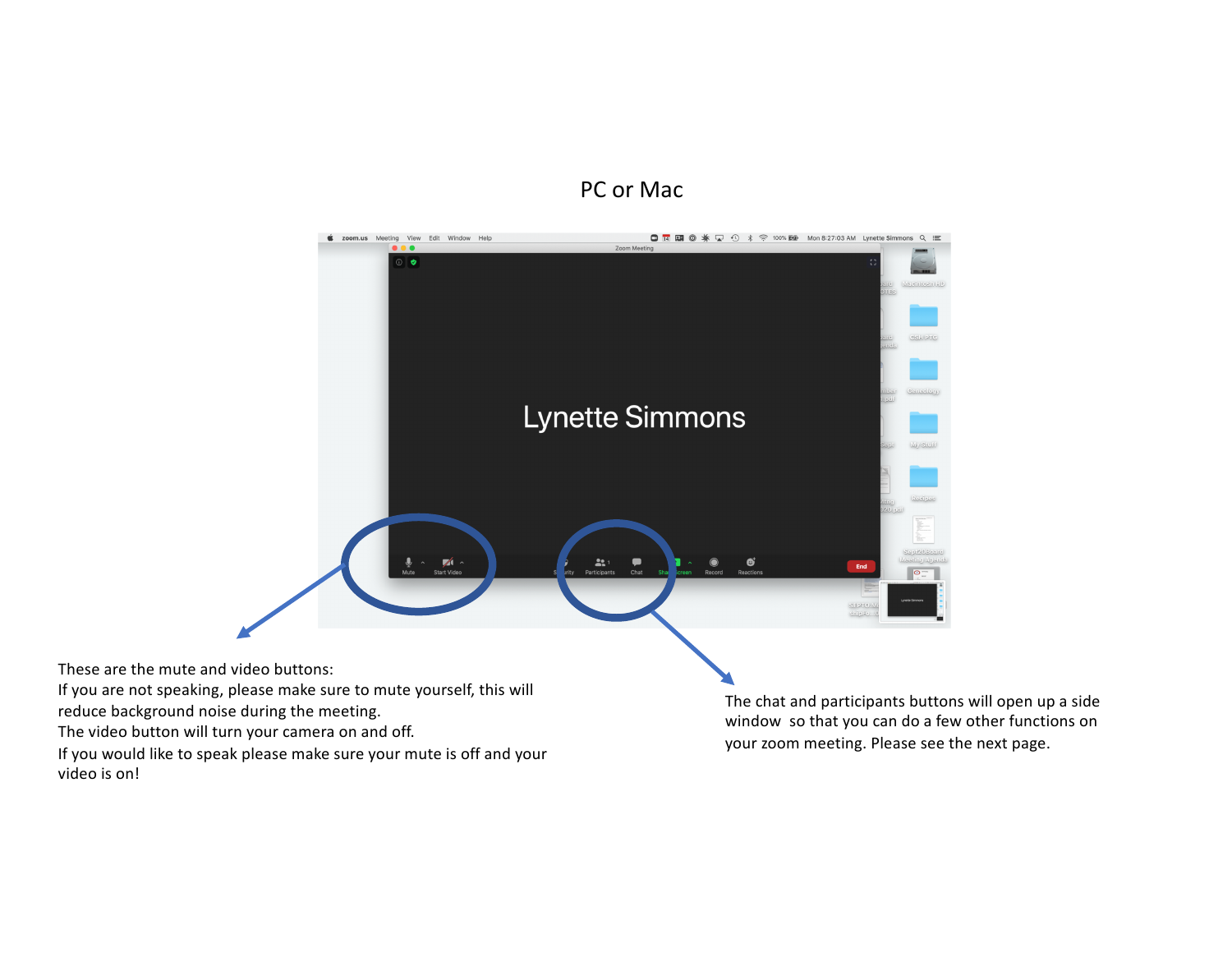# PC or Mac

These are the mute and video buttons:
If you are not speaking, please make sure to mute yourself, this will reduce background noise during the meeting.
The video button will turn your camera on and off.
If you would like to speak please make sure your mute is off and your video is on!

The chat and participants buttons will open up a side window so that you can do a few other functions on your zoom meeting. Please see the next page.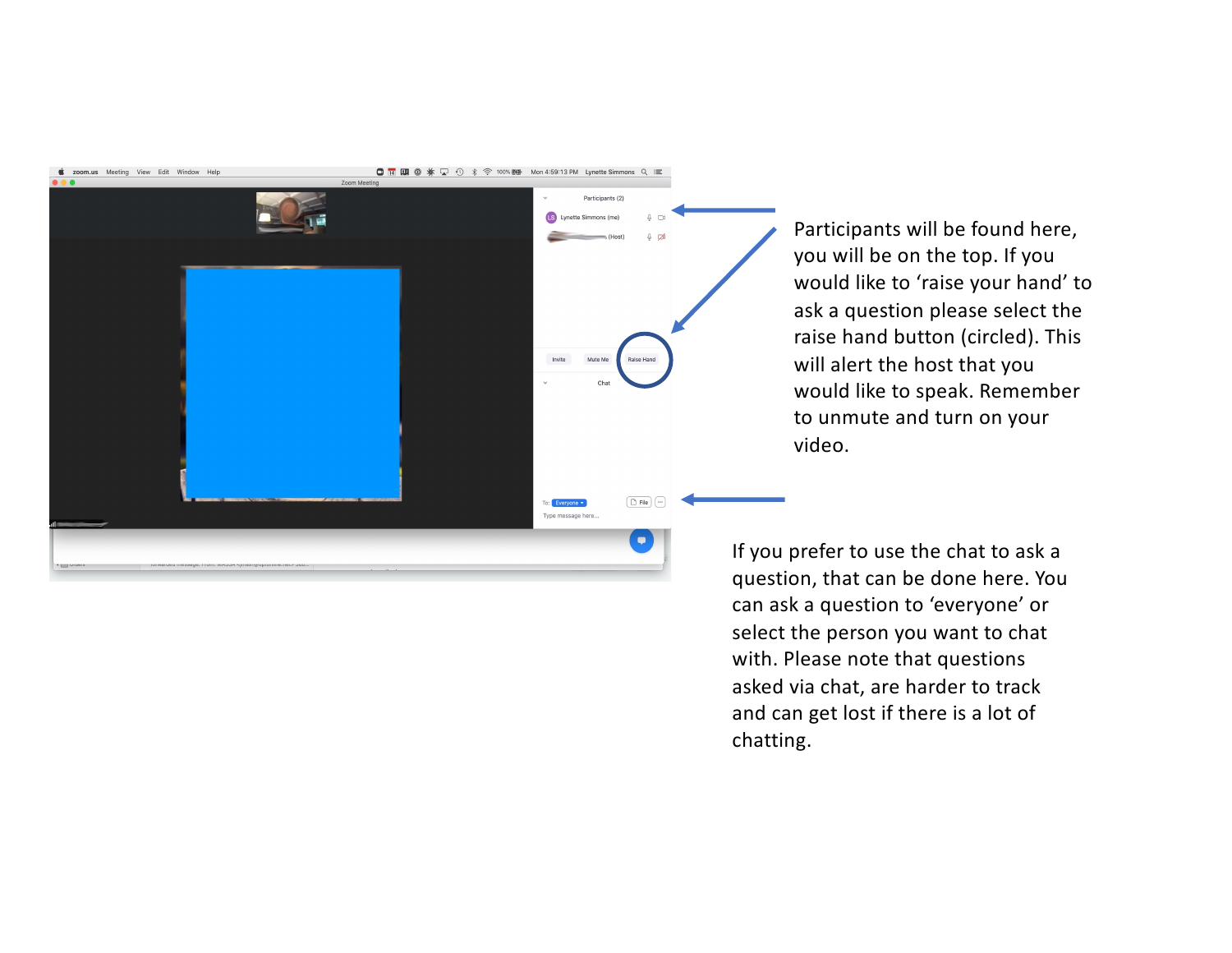Participants will be found here, you will be on the top. If you would like to 'raise your hand' to ask a question please select the raise hand button (circled). This will alert the host that you would like to speak. Remember to unmute and turn on your video.

If you prefer to use the chat to ask a question, that can be done here. You can ask a question to 'everyone' or select the person you want to chat with. Please note that questions asked via chat, are harder to track and can get lost if there is a lot of chatting.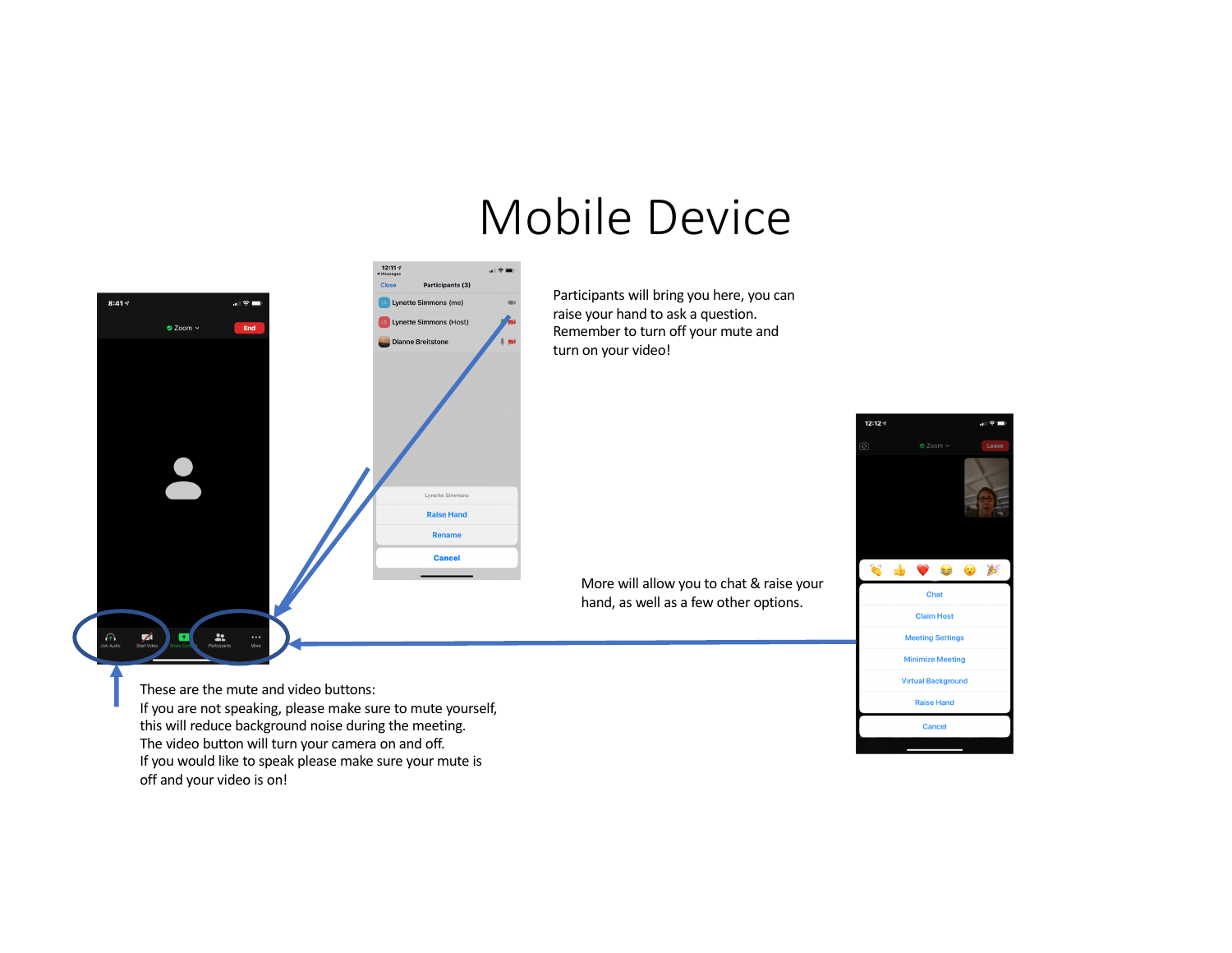# Mobile Device

Participants will bring you here, you can raise your hand to ask a question. Remember to turn off your mute and turn on your video!

More will allow you to chat & raise your hand, as well as a few other options.

These are the mute and video buttons:
If you are not speaking, please make sure to mute yourself, this will reduce background noise during the meeting.
The video button will turn your camera on and off.
If you would like to speak please make sure your mute is off and your video is on!